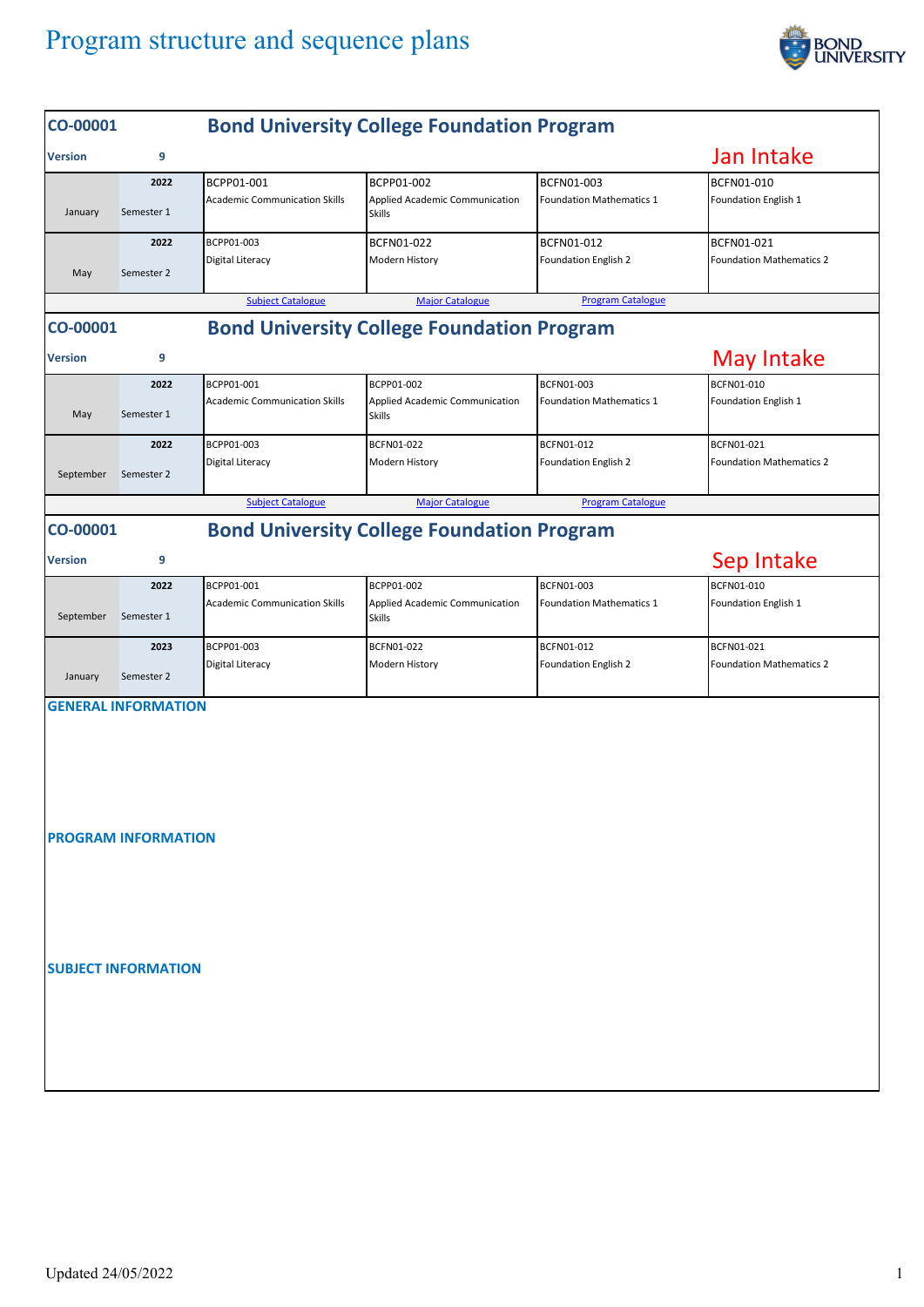# Program structure and sequence plans

## CO-00001 Bond University College Foundation Program

**Version** 9 — **Jan Intake**

| Month | Semester | Year | | | | |
|---|---|---|---|---|---|---|
| January | Semester 1 | 2022 | BCPP01-001 Academic Communication Skills | BCPP01-002 Applied Academic Communication Skills | BCFN01-003 Foundation Mathematics 1 | BCFN01-010 Foundation English 1 |
| May | Semester 2 | 2022 | BCPP01-003 Digital Literacy | BCFN01-022 Modern History | BCFN01-012 Foundation English 2 | BCFN01-021 Foundation Mathematics 2 |

Subject Catalogue | Major Catalogue | Program Catalogue

## CO-00001 Bond University College Foundation Program

**Version** 9 — **May Intake**

| Month | Semester | Year | | | | |
|---|---|---|---|---|---|---|
| May | Semester 1 | 2022 | BCPP01-001 Academic Communication Skills | BCPP01-002 Applied Academic Communication Skills | BCFN01-003 Foundation Mathematics 1 | BCFN01-010 Foundation English 1 |
| September | Semester 2 | 2022 | BCPP01-003 Digital Literacy | BCFN01-022 Modern History | BCFN01-012 Foundation English 2 | BCFN01-021 Foundation Mathematics 2 |

Subject Catalogue | Major Catalogue | Program Catalogue

## CO-00001 Bond University College Foundation Program

**Version** 9 — **Sep Intake**

| Month | Semester | Year | | | | |
|---|---|---|---|---|---|---|
| September | Semester 1 | 2022 | BCPP01-001 Academic Communication Skills | BCPP01-002 Applied Academic Communication Skills | BCFN01-003 Foundation Mathematics 1 | BCFN01-010 Foundation English 1 |
| January | Semester 2 | 2023 | BCPP01-003 Digital Literacy | BCFN01-022 Modern History | BCFN01-012 Foundation English 2 | BCFN01-021 Foundation Mathematics 2 |

### GENERAL INFORMATION

### PROGRAM INFORMATION

### SUBJECT INFORMATION

Updated 24/05/2022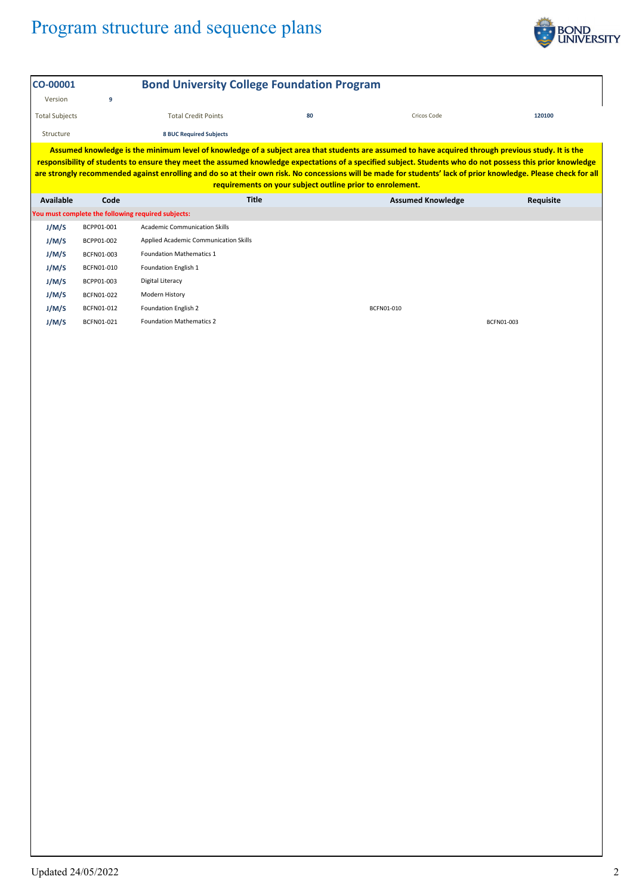# Program structure and sequence plans

| | | | | | |
|---|---|---|---|---|---|
| **CO-00001** | | **Bond University College Foundation Program** | | | |
| Version | 9 | | | | |
| Total Subjects | | Total Credit Points | 80 | Cricos Code | 120100 |
| Structure | | 8 BUC Required Subjects | | | |

**Assumed knowledge is the minimum level of knowledge of a subject area that students are assumed to have acquired through previous study. It is the responsibility of students to ensure they meet the assumed knowledge expectations of a specified subject. Students who do not possess this prior knowledge are strongly recommended against enrolling and do so at their own risk. No concessions will be made for students' lack of prior knowledge. Please check for all requirements on your subject outline prior to enrolement.**

| Available | Code | Title | Assumed Knowledge | Requisite |
|---|---|---|---|---|
| **You must complete the following required subjects:** | | | | |
| J/M/S | BCPP01-001 | Academic Communication Skills | | |
| J/M/S | BCPP01-002 | Applied Academic Communication Skills | | |
| J/M/S | BCFN01-003 | Foundation Mathematics 1 | | |
| J/M/S | BCFN01-010 | Foundation English 1 | | |
| J/M/S | BCPP01-003 | Digital Literacy | | |
| J/M/S | BCFN01-022 | Modern History | | |
| J/M/S | BCFN01-012 | Foundation English 2 | BCFN01-010 | |
| J/M/S | BCFN01-021 | Foundation Mathematics 2 | | BCFN01-003 |

Updated 24/05/2022